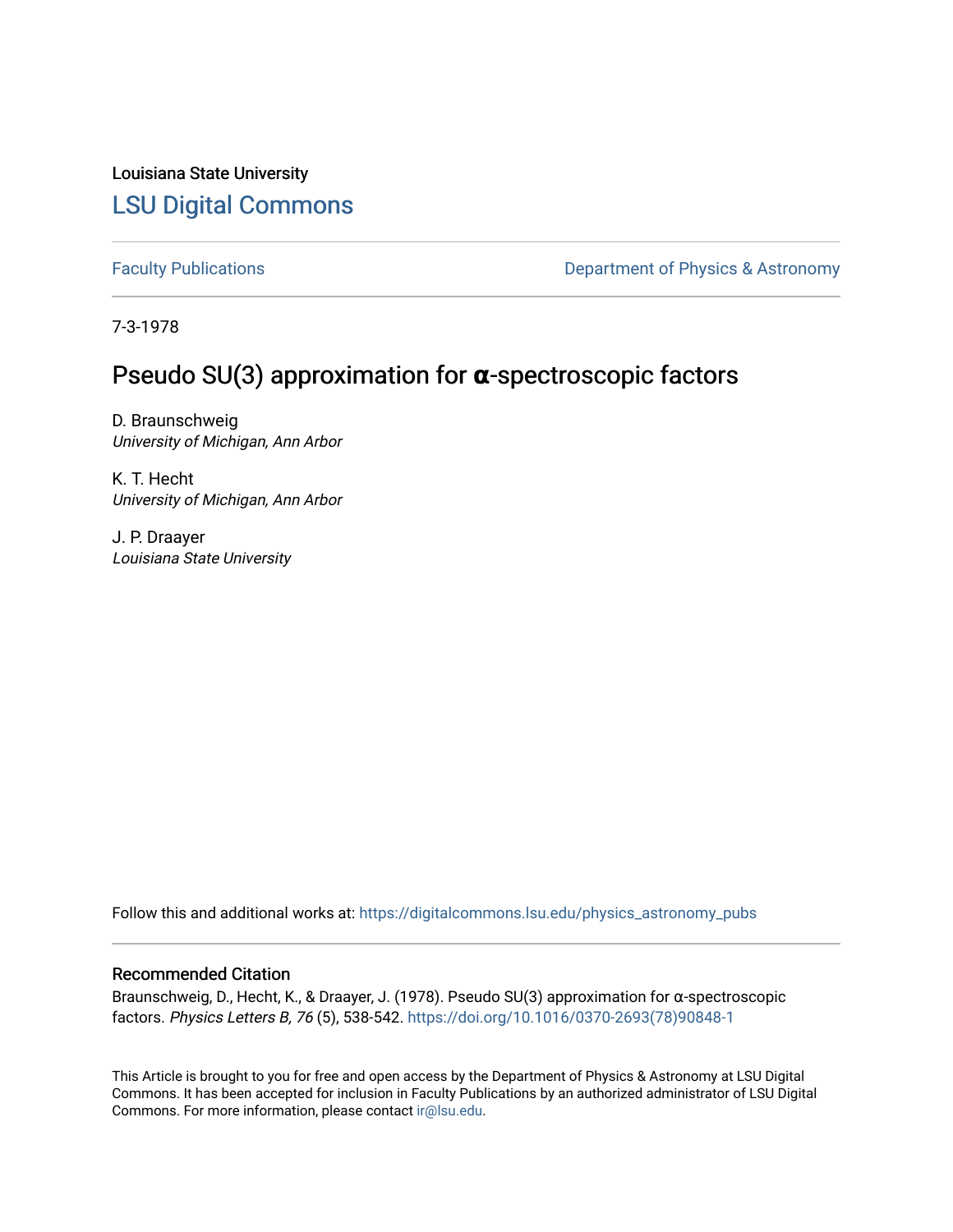Louisiana State University

LSU Digital Commons

Faculty Publications

Department of Physics & Astronomy

7-3-1978

# Pseudo SU(3) approximation for α-spectroscopic factors

D. Braunschweig
*University of Michigan, Ann Arbor*

K. T. Hecht
*University of Michigan, Ann Arbor*

J. P. Draayer
*Louisiana State University*

Follow this and additional works at: https://digitalcommons.lsu.edu/physics_astronomy_pubs

## Recommended Citation

Braunschweig, D., Hecht, K., & Draayer, J. (1978). Pseudo SU(3) approximation for α-spectroscopic factors. *Physics Letters B, 76* (5), 538-542. https://doi.org/10.1016/0370-2693(78)90848-1

This Article is brought to you for free and open access by the Department of Physics & Astronomy at LSU Digital Commons. It has been accepted for inclusion in Faculty Publications by an authorized administrator of LSU Digital Commons. For more information, please contact ir@lsu.edu.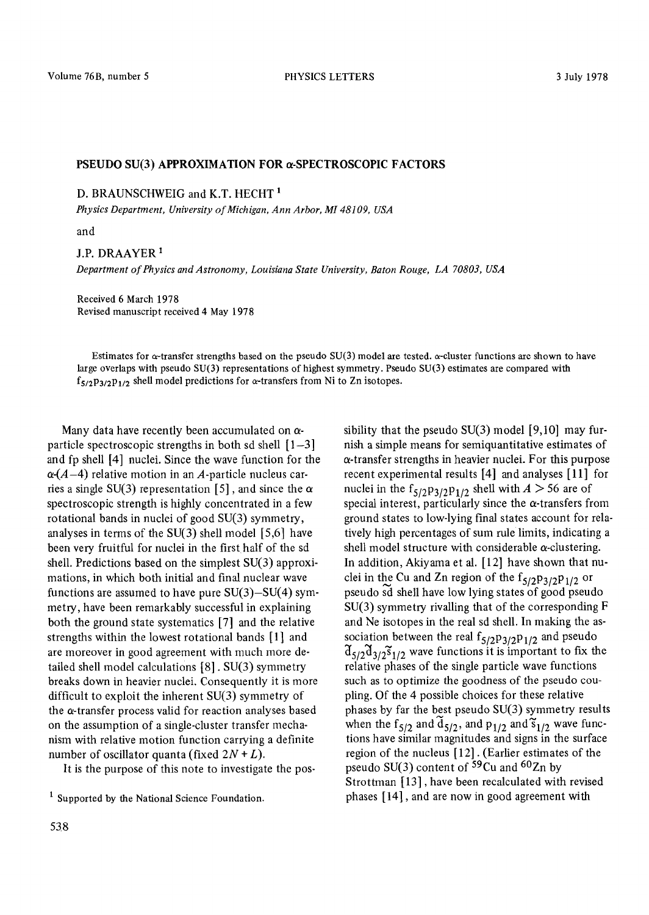# PSEUDO SU(3) APPROXIMATION FOR α-SPECTROSCOPIC FACTORS

D. BRAUNSCHWEIG and K.T. HECHT [1]

*Physics Department, University of Michigan, Ann Arbor, MI 48109, USA*

and

J.P. DRAAYER [1]

*Department of Physics and Astronomy, Louisiana State University, Baton Rouge, LA 70803, USA*

Received 6 March 1978
Revised manuscript received 4 May 1978

Estimates for α-transfer strengths based on the pseudo SU(3) model are tested. α-cluster functions are shown to have large overlaps with pseudo SU(3) representations of highest symmetry. Pseudo SU(3) estimates are compared with $f_{5/2}p_{3/2}p_{1/2}$ shell model predictions for α-transfers from Ni to Zn isotopes.

Many data have recently been accumulated on α-particle spectroscopic strengths in both sd shell [1–3] and fp shell [4] nuclei. Since the wave function for the α-($A-4$) relative motion in an $A$-particle nucleus carries a single SU(3) representation [5], and since the α spectroscopic strength is highly concentrated in a few rotational bands in nuclei of good SU(3) symmetry, analyses in terms of the SU(3) shell model [5,6] have been very fruitful for nuclei in the first half of the sd shell. Predictions based on the simplest SU(3) approximations, in which both initial and final nuclear wave functions are assumed to have pure SU(3)–SU(4) symmetry, have been remarkably successful in explaining both the ground state systematics [7] and the relative strengths within the lowest rotational bands [1] and are moreover in good agreement with much more detailed shell model calculations [8]. SU(3) symmetry breaks down in heavier nuclei. Consequently it is more difficult to exploit the inherent SU(3) symmetry of the α-transfer process valid for reaction analyses based on the assumption of a single-cluster transfer mechanism with relative motion function carrying a definite number of oscillator quanta (fixed $2N + L$).

It is the purpose of this note to investigate the possibility that the pseudo SU(3) model [9,10] may furnish a simple means for semiquantitative estimates of α-transfer strengths in heavier nuclei. For this purpose recent experimental results [4] and analyses [11] for nuclei in the $f_{5/2}p_{3/2}p_{1/2}$ shell with $A > 56$ are of special interest, particularly since the α-transfers from ground states to low-lying final states account for relatively high percentages of sum rule limits, indicating a shell model structure with considerable α-clustering. In addition, Akiyama et al. [12] have shown that nuclei in the Cu and Zn region of the $f_{5/2}p_{3/2}p_{1/2}$ or pseudo $\tilde{sd}$ shell have low lying states of good pseudo SU(3) symmetry rivalling that of the corresponding F and Ne isotopes in the real sd shell. In making the association between the real $f_{5/2}p_{3/2}p_{1/2}$ and pseudo $\tilde{d}_{5/2}\tilde{d}_{3/2}\tilde{s}_{1/2}$ wave functions it is important to fix the relative phases of the single particle wave functions such as to optimize the goodness of the pseudo coupling. Of the 4 possible choices for these relative phases by far the best pseudo SU(3) symmetry results when the $f_{5/2}$ and $\tilde{d}_{5/2}$, and $p_{1/2}$ and $\tilde{s}_{1/2}$ wave functions have similar magnitudes and signs in the surface region of the nucleus [12]. (Earlier estimates of the pseudo SU(3) content of $^{59}$Cu and $^{60}$Zn by Strottman [13], have been recalculated with revised phases [14], and are now in good agreement with

[1] Supported by the National Science Foundation.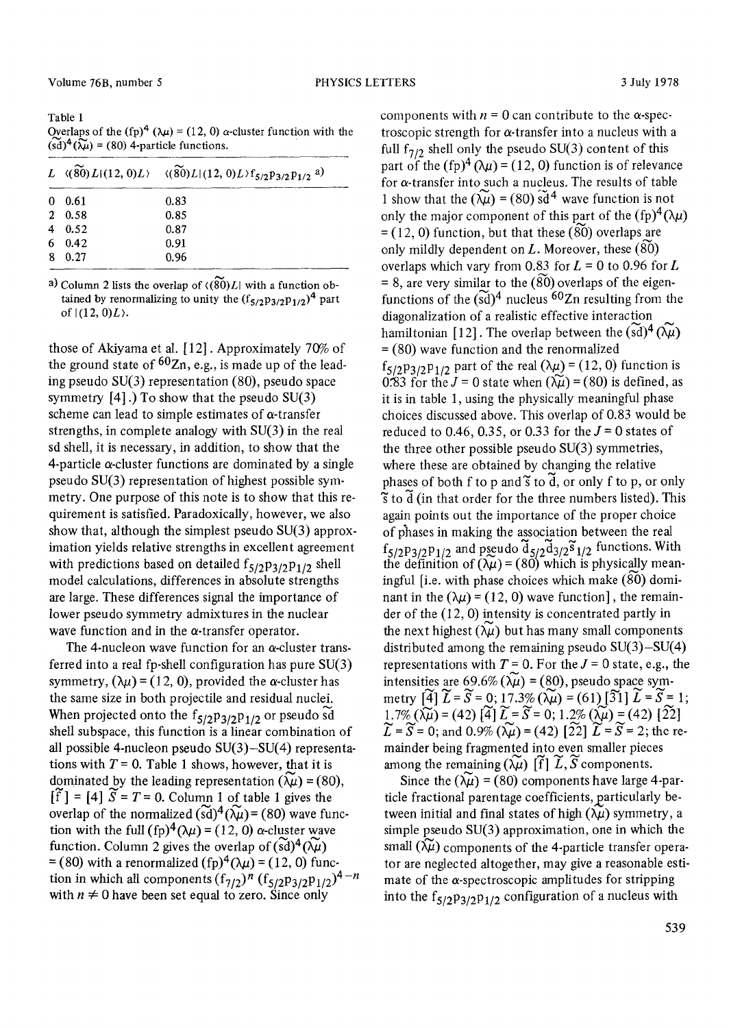Table 1
Overlaps of the $(fp)^4$ $(\lambda\mu) = (12, 0)$ α-cluster function with the $(\widetilde{sd})^4 (\widetilde{\lambda\mu}) = (80)$ 4-particle functions.

| $L$ | $\langle(\widetilde{80})L\|(12,0)L\rangle$ | $\langle(\widetilde{80})L\|(12,0)L\rangle f_{5/2}p_{3/2}p_{1/2}$ [a] |
|---|---|---|
| 0 | 0.61 | 0.83 |
| 2 | 0.58 | 0.85 |
| 4 | 0.52 | 0.87 |
| 6 | 0.42 | 0.91 |
| 8 | 0.27 | 0.96 |

[a] Column 2 lists the overlap of $\langle(\widetilde{80})L|$ with a function obtained by renormalizing to unity the $(f_{5/2}p_{3/2}p_{1/2})^4$ part of $|(12, 0)L\rangle$.

those of Akiyama et al. [12]. Approximately 70% of the ground state of $^{60}Zn$, e.g., is made up of the leading pseudo SU(3) representation (80), pseudo space symmetry [4].) To show that the pseudo SU(3) scheme can lead to simple estimates of α-transfer strengths, in complete analogy with SU(3) in the real sd shell, it is necessary, in addition, to show that the 4-particle α-cluster functions are dominated by a single pseudo SU(3) representation of highest possible symmetry. One purpose of this note is to show that this requirement is satisfied. Paradoxically, however, we also show that, although the simplest pseudo SU(3) approximation yields relative strengths in excellent agreement with predictions based on detailed $f_{5/2}p_{3/2}p_{1/2}$ shell model calculations, differences in absolute strengths are large. These differences signal the importance of lower pseudo symmetry admixtures in the nuclear wave function and in the α-transfer operator.

The 4-nucleon wave function for an α-cluster transferred into a real fp-shell configuration has pure SU(3) symmetry, $(\lambda\mu) = (12, 0)$, provided the α-cluster has the same size in both projectile and residual nuclei. When projected onto the $f_{5/2}p_{3/2}p_{1/2}$ or pseudo $\widetilde{sd}$ shell subspace, this function is a linear combination of all possible 4-nucleon pseudo SU(3)–SU(4) representations with $T = 0$. Table 1 shows, however, that it is dominated by the leading representation $(\widetilde{\lambda\mu}) = (80)$, $[\tilde{f}] = [4]$ $\tilde{S} = T = 0$. Column 1 of table 1 gives the overlap of the normalized $(\widetilde{sd})^4 (\widetilde{\lambda\mu}) = (80)$ wave function with the full $(fp)^4 (\lambda\mu) = (12, 0)$ α-cluster wave function. Column 2 gives the overlap of $(\widetilde{sd})^4 (\widetilde{\lambda\mu}) = (80)$ with a renormalized $(fp)^4 (\lambda\mu) = (12, 0)$ function in which all components $(f_{7/2})^n (f_{5/2}p_{3/2}p_{1/2})^{4-n}$ with $n \neq 0$ have been set equal to zero. Since only components with $n = 0$ can contribute to the α-spectroscopic strength for α-transfer into a nucleus with a full $f_{7/2}$ shell only the pseudo SU(3) content of this part of the $(fp)^4 (\lambda\mu) = (12, 0)$ function is of relevance for α-transfer into such a nucleus. The results of table 1 show that the $(\widetilde{\lambda\mu}) = (80)$ $\widetilde{sd}^4$ wave function is not only the major component of this part of the $(fp)^4 (\lambda\mu) = (12, 0)$ function, but that these $(\widetilde{80})$ overlaps are only mildly dependent on $L$. Moreover, these $(\widetilde{80})$ overlaps which vary from 0.83 for $L = 0$ to 0.96 for $L = 8$, are very similar to the $(\widetilde{80})$ overlaps of the eigenfunctions of the $(\widetilde{sd})^4$ nucleus $^{60}Zn$ resulting from the diagonalization of a realistic effective interaction hamiltonian [12]. The overlap between the $(\widetilde{sd})^4 (\widetilde{\lambda\mu}) = (80)$ wave function and the renormalized $f_{5/2}p_{3/2}p_{1/2}$ part of the real $(\lambda\mu) = (12, 0)$ function is 0.83 for the $J = 0$ state when $(\widetilde{\lambda\mu}) = (80)$ is defined, as it is in table 1, using the physically meaningful phase choices discussed above. This overlap of 0.83 would be reduced to 0.46, 0.35, or 0.33 for the $J = 0$ states of the three other possible pseudo SU(3) symmetries, where these are obtained by changing the relative phases of both f to p and $\tilde{s}$ to $\tilde{d}$, or only f to p, or only $\tilde{s}$ to $\tilde{d}$ (in that order for the three numbers listed). This again points out the importance of the proper choice of phases in making the association between the real $f_{5/2}p_{3/2}p_{1/2}$ and pseudo $\tilde{d}_{5/2}\tilde{d}_{3/2}\tilde{s}_{1/2}$ functions. With the definition of $(\widetilde{\lambda\mu}) = (80)$ which is physically meaningful [i.e. with phase choices which make $(\widetilde{80})$ dominant in the $(\lambda\mu) = (12, 0)$ wave function], the remainder of the $(12, 0)$ intensity is concentrated partly in the next highest $(\widetilde{\lambda\mu})$ but has many small components distributed among the remaining pseudo SU(3)–SU(4) representations with $T = 0$. For the $J = 0$ state, e.g., the intensities are 69.6% $(\widetilde{\lambda\mu}) = (80)$, pseudo space symmetry $[\tilde{4}]$ $\tilde{L} = \tilde{S} = 0$; 17.3% $(\widetilde{\lambda\mu}) = (61)$ $[\widetilde{31}]$ $\tilde{L} = \tilde{S} = 1$; 1.7% $(\widetilde{\lambda\mu}) = (42)$ $[\tilde{4}]$ $\tilde{L} = \tilde{S} = 0$; 1.2% $(\widetilde{\lambda\mu}) = (42)$ $[\widetilde{22}]$ $\tilde{L} = \tilde{S} = 0$; and 0.9% $(\widetilde{\lambda\mu}) = (42)$ $[\widetilde{22}]$ $\tilde{L} = \tilde{S} = 2$; the remainder being fragmented into even smaller pieces among the remaining $(\widetilde{\lambda\mu})$ $[\tilde{f}]$ $\tilde{L}, \tilde{S}$ components.

Since the $(\widetilde{\lambda\mu}) = (80)$ components have large 4-particle fractional parentage coefficients, particularly between initial and final states of high $(\widetilde{\lambda\mu})$ symmetry, a simple pseudo SU(3) approximation, one in which the small $(\widetilde{\lambda\mu})$ components of the 4-particle transfer operator are neglected altogether, may give a reasonable estimate of the α-spectroscopic amplitudes for stripping into the $f_{5/2}p_{3/2}p_{1/2}$ configuration of a nucleus with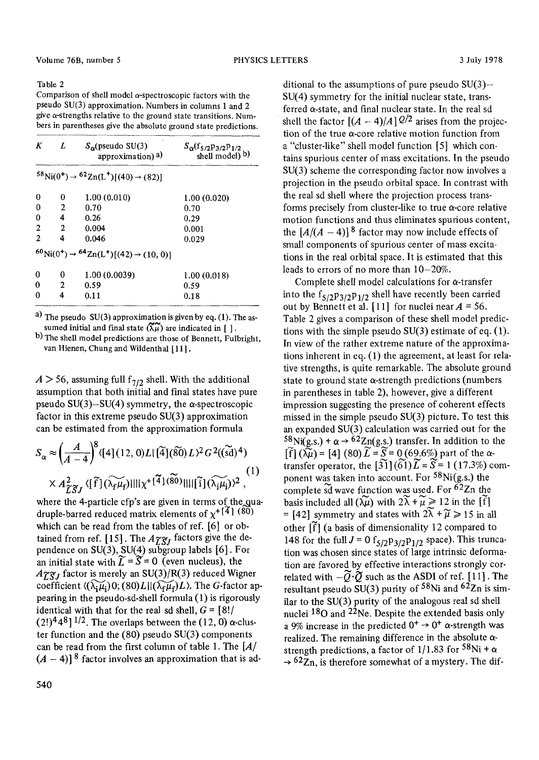Table 2

Comparison of shell model α-spectroscopic factors with the pseudo SU(3) approximation. Numbers in columns 1 and 2 give α-strengths relative to the ground state transitions. Numbers in parentheses give the absolute ground state predictions.

| $K$ | $L$ | $S_\alpha$(pseudo SU(3) approximation) [a)] | $S_\alpha(f_{5/2}p_{3/2}p_{1/2}$ shell model) [b)] |
|---|---|---|---|
| $^{58}Ni(0^+) \to {}^{62}Zn(L^+)[(40) \to (82)]$ | | | |
| 0 | 0 | 1.00 (0.010) | 1.00 (0.020) |
| 0 | 2 | 0.70 | 0.70 |
| 0 | 4 | 0.26 | 0.29 |
| 2 | 2 | 0.004 | 0.001 |
| 2 | 4 | 0.046 | 0.029 |
| $^{60}Ni(0^+) \to {}^{64}Zn(L^+)[(42) \to (10,0)]$ | | | |
| 0 | 0 | 1.00 (0.0039) | 1.00 (0.018) |
| 0 | 2 | 0.59 | 0.59 |
| 0 | 4 | 0.11 | 0.18 |

a) The pseudo SU(3) approximation is given by eq. (1). The assumed initial and final state $(\widetilde{\lambda\mu})$ are indicated in [ ].

b) The shell model predictions are those of Bennett, Fulbright, van Hienen, Chung and Wildenthal [11].

$A > 56$, assuming full $f_{7/2}$ shell. With the additional assumption that both initial and final states have pure pseudo SU(3)–SU(4) symmetry, the α-spectroscopic factor in this extreme pseudo SU(3) approximation can be estimated from the approximation formula

$$S_\alpha \approx \left(\frac{A}{A-4}\right)^8 \langle [4](12,0)L|[\tilde{4}](\widetilde{80})L\rangle^2 G^2((\widetilde{sd})^4) \times A^2_{\tilde{L}\tilde{S}J} \langle [\tilde{f}](\widetilde{\lambda_f\mu_f})||||\chi^{+[\tilde{4}](\widetilde{80})}||||[\tilde{i}](\widetilde{\lambda_i\mu_i})\rangle^2 , \tag{1}$$

where the 4-particle cfp's are given in terms of the quadruple-barred reduced matrix elements of $\chi^{+[\tilde{4}](\widetilde{80})}$ which can be read from the tables of ref. [6] or obtained from ref. [15]. The $A_{\tilde{L}\tilde{S}J}$ factors give the dependence on SU(3), $\widetilde{SU(4)}$ subgroup labels [6]. For an initial state with $\tilde{L} = \tilde{S} = 0$ (even nucleus), the $A_{\tilde{L}\tilde{S}J}$ factor is merely an SU(3)/R(3) reduced Wigner coefficient $\langle(\widetilde{\lambda_i\mu_i})0;(\widetilde{80})L||(\widetilde{\lambda_f\mu_f})L\rangle$. The $G$-factor appearing in the pseudo-sd-shell formula (1) is rigorously identical with that for the real sd shell, $G = [8!/(2!)^4 4^8]^{1/2}$. The overlaps between the (12, 0) α-cluster function and the (80) pseudo SU(3) components can be read from the first column of table 1. The $[A/(A-4)]^8$ factor involves an approximation that is additional to the assumptions of pure pseudo SU(3)–SU(4) symmetry for the initial nuclear state, transferred α-state, and final nuclear state. In the real sd shell the factor $[(A-4)/A]^{Q/2}$ arises from the projection of the true α-core relative motion function from a "cluster-like" shell model function [5] which contains spurious center of mass excitations. In the pseudo SU(3) scheme the corresponding factor now involves a projection in the pseudo orbital space. In contrast with the real sd shell where the projection process transforms precisely from cluster-like to true α-core relative motion functions and thus eliminates spurious content, the $[A/(A-4)]^8$ factor may now include effects of small components of spurious center of mass excitations in the real orbital space. It is estimated that this leads to errors of no more than 10–20%.

Complete shell model calculations for α-transfer into the $f_{5/2}p_{3/2}p_{1/2}$ shell have recently been carried out by Bennett et al. [11] for nuclei near $A = 56$. Table 2 gives a comparison of these shell model predictions with the simple pseudo SU(3) estimate of eq. (1). In view of the rather extreme nature of the approximations inherent in eq. (1) the agreement, at least for relative strengths, is quite remarkable. The absolute ground state to ground state α-strength predictions (numbers in parentheses in table 2), however, give a different impression suggesting the presence of coherent effects missed in the simple pseudo SU(3) picture. To test this an expanded SU(3) calculation was carried out for the $^{58}$Ni(g.s.) + α → $^{62}$Zn(g.s.) transfer. In addition to the $[\tilde{f}](\widetilde{\lambda\mu}) = [4](80)\tilde{L} = \tilde{S} = 0$ (69.6%) part of the α-transfer operator, the $[\widetilde{31}](\widetilde{61})\tilde{L} = \tilde{S} = 1$ (17.3%) component was taken into account. For $^{58}$Ni(g.s.) the complete $\widetilde{sd}$ wave function was used. For $^{62}$Zn the basis included all $(\widetilde{\lambda\mu})$ with $2\tilde{\lambda} + \tilde{\mu} \geqslant 12$ in the $[\tilde{f}] = [42]$ symmetry and states with $2\tilde{\lambda} + \tilde{\mu} \geqslant 15$ in all other $[\tilde{f}]$ (a basis of dimensionality 12 compared to 148 for the full $J = 0$ $f_{5/2}p_{3/2}p_{1/2}$ space). This truncation was chosen since states of large intrinsic deformation are favored by effective interactions strongly correlated with $-\tilde{Q}\cdot\tilde{Q}$ such as the ASDI of ref. [11]. The resultant pseudo SU(3) purity of $^{58}$Ni and $^{62}$Zn is similar to the SU(3) purity of the analogous real sd shell nuclei $^{18}$O and $^{22}$Ne. Despite the extended basis only a 9% increase in the predicted $0^+ \to 0^+$ α-strength was realized. The remaining difference in the absolute α-strength predictions, a factor of 1/1.83 for $^{58}$Ni + α → $^{62}$Zn, is therefore somewhat of a mystery. The dif-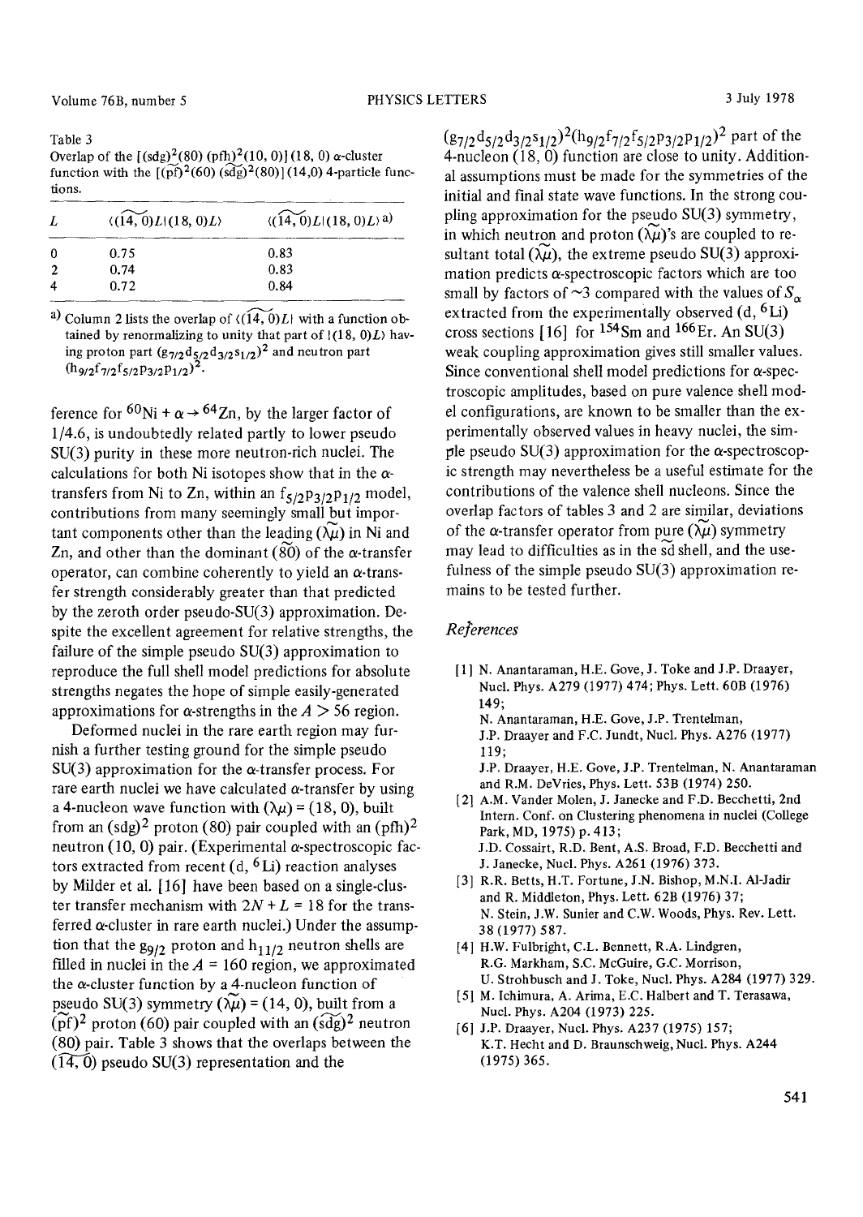Table 3
Overlap of the $[(sdg)^2(80)\ (pfh)^2(10,0)]\ (18,0)$ α-cluster function with the $[(\widetilde{pf})^2(60)\ (\widetilde{sdg})^2(80)]\ (14,0)$ 4-particle functions.

| $L$ | $\langle(\widetilde{14,0})L\vert(18,0)L\rangle$ | $\langle(\widetilde{14,0})L\vert(18,0)L\rangle$ a) |
|---|---|---|
| 0 | 0.75 | 0.83 |
| 2 | 0.74 | 0.83 |
| 4 | 0.72 | 0.84 |

a) Column 2 lists the overlap of $\langle(\widetilde{14,0})L\vert$ with a function obtained by renormalizing to unity that part of $\vert(18,0)L\rangle$ having proton part $(g_{7/2}d_{5/2}d_{3/2}s_{1/2})^2$ and neutron part $(h_{9/2}f_{7/2}f_{5/2}p_{3/2}p_{1/2})^2$.

ference for $^{60}Ni + \alpha \rightarrow {}^{64}Zn$, by the larger factor of 1/4.6, is undoubtedly related partly to lower pseudo SU(3) purity in these more neutron-rich nuclei. The calculations for both Ni isotopes show that in the α-transfers from Ni to Zn, within an $f_{5/2}p_{3/2}p_{1/2}$ model, contributions from many seemingly small but important components other than the leading $(\widetilde{\lambda\mu})$ in Ni and Zn, and other than the dominant $(\widetilde{80})$ of the α-transfer operator, can combine coherently to yield an α-transfer strength considerably greater than that predicted by the zeroth order pseudo-SU(3) approximation. Despite the excellent agreement for relative strengths, the failure of the simple pseudo SU(3) approximation to reproduce the full shell model predictions for absolute strengths negates the hope of simple easily-generated approximations for α-strengths in the $A > 56$ region.

Deformed nuclei in the rare earth region may furnish a further testing ground for the simple pseudo SU(3) approximation for the α-transfer process. For rare earth nuclei we have calculated α-transfer by using a 4-nucleon wave function with $(\lambda\mu) = (18,0)$, built from an $(sdg)^2$ proton (80) pair coupled with an $(pfh)^2$ neutron (10, 0) pair. (Experimental α-spectroscopic factors extracted from recent (d, $^6$Li) reaction analyses by Milder et al. [16] have been based on a single-cluster transfer mechanism with $2N + L = 18$ for the transferred α-cluster in rare earth nuclei.) Under the assumption that the $g_{9/2}$ proton and $h_{11/2}$ neutron shells are filled in nuclei in the $A = 160$ region, we approximated the α-cluster function by a 4-nucleon function of pseudo SU(3) symmetry $(\widetilde{\lambda\mu}) = (14,0)$, built from a $(\widetilde{pf})^2$ proton (60) pair coupled with an $(\widetilde{sdg})^2$ neutron (80) pair. Table 3 shows that the overlaps between the $(\widetilde{14,0})$ pseudo SU(3) representation and the $(g_{7/2}d_{5/2}d_{3/2}s_{1/2})^2(h_{9/2}f_{7/2}f_{5/2}p_{3/2}p_{1/2})^2$ part of the 4-nucleon (18, 0) function are close to unity. Additional assumptions must be made for the symmetries of the initial and final state wave functions. In the strong coupling approximation for the pseudo SU(3) symmetry, in which neutron and proton $(\widetilde{\lambda\mu})$'s are coupled to resultant total $(\widetilde{\lambda\mu})$, the extreme pseudo SU(3) approximation predicts α-spectroscopic factors which are too small by factors of ~3 compared with the values of $S_\alpha$ extracted from the experimentally observed (d, $^6$Li) cross sections [16] for $^{154}$Sm and $^{166}$Er. An SU(3) weak coupling approximation gives still smaller values. Since conventional shell model predictions for α-spectroscopic amplitudes, based on pure valence shell model configurations, are known to be smaller than the experimentally observed values in heavy nuclei, the simple pseudo SU(3) approximation for the α-spectroscopic strength may nevertheless be a useful estimate for the contributions of the valence shell nucleons. Since the overlap factors of tables 3 and 2 are similar, deviations of the α-transfer operator from pure $(\widetilde{\lambda\mu})$ symmetry may lead to difficulties as in the $\widetilde{sd}$ shell, and the usefulness of the simple pseudo SU(3) approximation remains to be tested further.

## References

[1] N. Anantaraman, H.E. Gove, J. Toke and J.P. Draayer, Nucl. Phys. A279 (1977) 474; Phys. Lett. 60B (1976) 149;
N. Anantaraman, H.E. Gove, J.P. Trentelman, J.P. Draayer and F.C. Jundt, Nucl. Phys. A276 (1977) 119;
J.P. Draayer, H.E. Gove, J.P. Trentelman, N. Anantaraman and R.M. DeVries, Phys. Lett. 53B (1974) 250.

[2] A.M. Vander Molen, J. Janecke and F.D. Becchetti, 2nd Intern. Conf. on Clustering phenomena in nuclei (College Park, MD, 1975) p. 413;
J.D. Cossairt, R.D. Bent, A.S. Broad, F.D. Becchetti and J. Janecke, Nucl. Phys. A261 (1976) 373.

[3] R.R. Betts, H.T. Fortune, J.N. Bishop, M.N.I. Al-Jadir and R. Middleton, Phys. Lett. 62B (1976) 37;
N. Stein, J.W. Sunier and C.W. Woods, Phys. Rev. Lett. 38 (1977) 587.

[4] H.W. Fulbright, C.L. Bennett, R.A. Lindgren, R.G. Markham, S.C. McGuire, G.C. Morrison, U. Strohbusch and J. Toke, Nucl. Phys. A284 (1977) 329.

[5] M. Ichimura, A. Arima, E.C. Halbert and T. Terasawa, Nucl. Phys. A204 (1973) 225.

[6] J.P. Draayer, Nucl. Phys. A237 (1975) 157;
K.T. Hecht and D. Braunschweig, Nucl. Phys. A244 (1975) 365.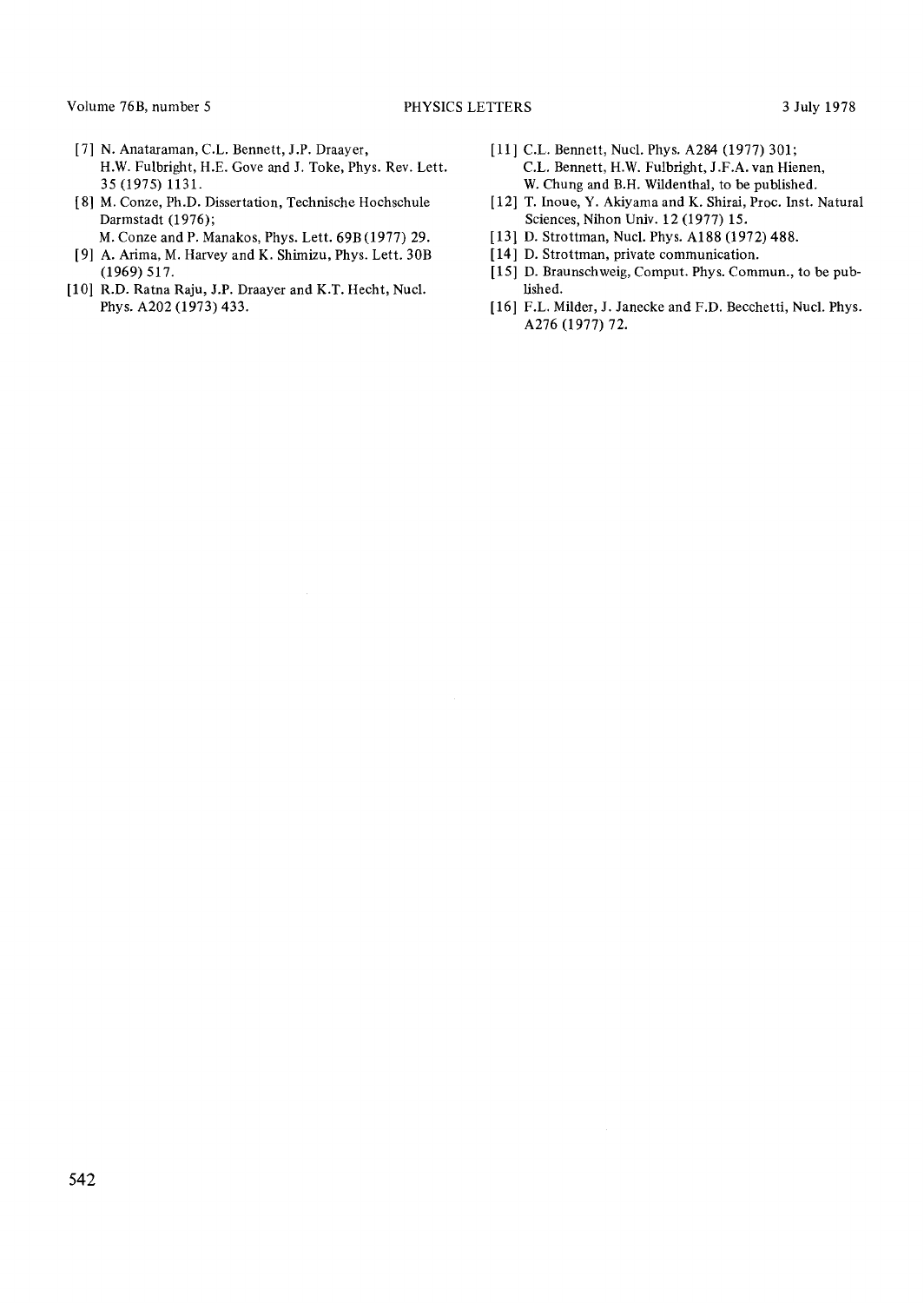[7] N. Anataraman, C.L. Bennett, J.P. Draayer, H.W. Fulbright, H.E. Gove and J. Toke, Phys. Rev. Lett. 35 (1975) 1131.

[8] M. Conze, Ph.D. Dissertation, Technische Hochschule Darmstadt (1976);
M. Conze and P. Manakos, Phys. Lett. 69B (1977) 29.

[9] A. Arima, M. Harvey and K. Shimizu, Phys. Lett. 30B (1969) 517.

[10] R.D. Ratna Raju, J.P. Draayer and K.T. Hecht, Nucl. Phys. A202 (1973) 433.

[11] C.L. Bennett, Nucl. Phys. A284 (1977) 301;
C.L. Bennett, H.W. Fulbright, J.F.A. van Hienen, W. Chung and B.H. Wildenthal, to be published.

[12] T. Inoue, Y. Akiyama and K. Shirai, Proc. Inst. Natural Sciences, Nihon Univ. 12 (1977) 15.

[13] D. Strottman, Nucl. Phys. A188 (1972) 488.

[14] D. Strottman, private communication.

[15] D. Braunschweig, Comput. Phys. Commun., to be published.

[16] F.L. Milder, J. Janecke and F.D. Becchetti, Nucl. Phys. A276 (1977) 72.